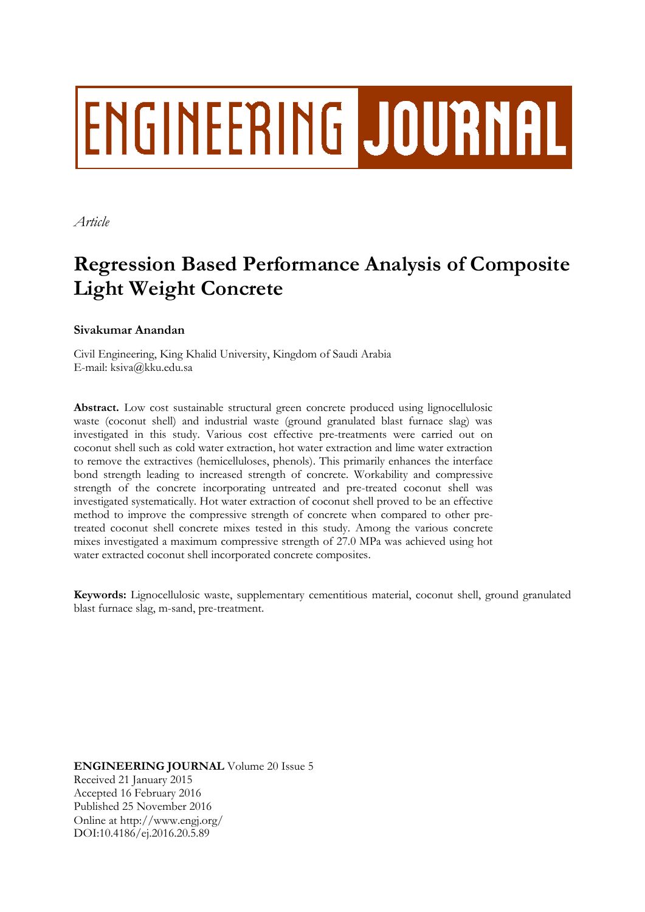*Article*

# Regression Based Performance Analysis of Composite Light Weight Concrete

**Sivakumar Anandan**

Civil Engineering, King Khalid University, Kingdom of Saudi Arabia
E-mail: ksiva@kku.edu.sa

**Abstract.** Low cost sustainable structural green concrete produced using lignocellulosic waste (coconut shell) and industrial waste (ground granulated blast furnace slag) was investigated in this study. Various cost effective pre-treatments were carried out on coconut shell such as cold water extraction, hot water extraction and lime water extraction to remove the extractives (hemicelluloses, phenols). This primarily enhances the interface bond strength leading to increased strength of concrete. Workability and compressive strength of the concrete incorporating untreated and pre-treated coconut shell was investigated systematically. Hot water extraction of coconut shell proved to be an effective method to improve the compressive strength of concrete when compared to other pre-treated coconut shell concrete mixes tested in this study. Among the various concrete mixes investigated a maximum compressive strength of 27.0 MPa was achieved using hot water extracted coconut shell incorporated concrete composites.

**Keywords:** Lignocellulosic waste, supplementary cementitious material, coconut shell, ground granulated blast furnace slag, m-sand, pre-treatment.

**ENGINEERING JOURNAL** Volume 20 Issue 5
Received 21 January 2015
Accepted 16 February 2016
Published 25 November 2016
Online at http://www.engj.org/
DOI:10.4186/ej.2016.20.5.89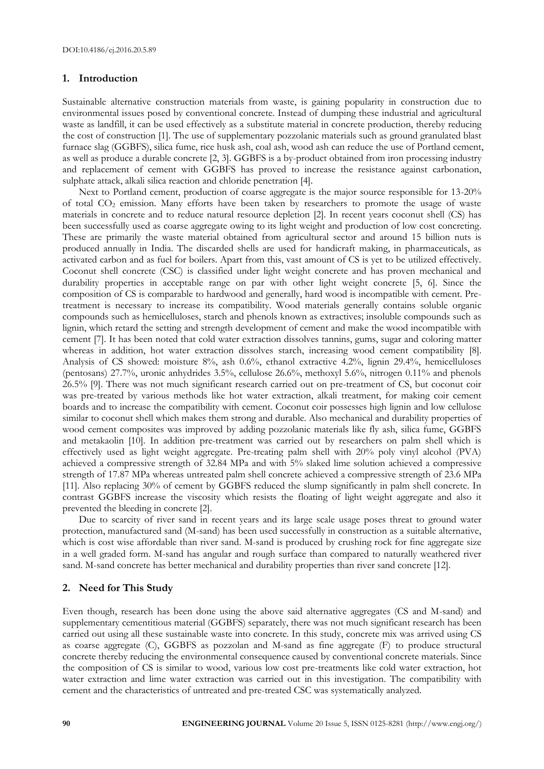## 1. Introduction

Sustainable alternative construction materials from waste, is gaining popularity in construction due to environmental issues posed by conventional concrete. Instead of dumping these industrial and agricultural waste as landfill, it can be used effectively as a substitute material in concrete production, thereby reducing the cost of construction [1]. The use of supplementary pozzolanic materials such as ground granulated blast furnace slag (GGBFS), silica fume, rice husk ash, coal ash, wood ash can reduce the use of Portland cement, as well as produce a durable concrete [2, 3]. GGBFS is a by-product obtained from iron processing industry and replacement of cement with GGBFS has proved to increase the resistance against carbonation, sulphate attack, alkali silica reaction and chloride penetration [4].

Next to Portland cement, production of coarse aggregate is the major source responsible for 13-20% of total $CO_2$ emission. Many efforts have been taken by researchers to promote the usage of waste materials in concrete and to reduce natural resource depletion [2]. In recent years coconut shell (CS) has been successfully used as coarse aggregate owing to its light weight and production of low cost concreting. These are primarily the waste material obtained from agricultural sector and around 15 billion nuts is produced annually in India. The discarded shells are used for handicraft making, in pharmaceuticals, as activated carbon and as fuel for boilers. Apart from this, vast amount of CS is yet to be utilized effectively. Coconut shell concrete (CSC) is classified under light weight concrete and has proven mechanical and durability properties in acceptable range on par with other light weight concrete [5, 6]. Since the composition of CS is comparable to hardwood and generally, hard wood is incompatible with cement. Pre-treatment is necessary to increase its compatibility. Wood materials generally contains soluble organic compounds such as hemicelluloses, starch and phenols known as extractives; insoluble compounds such as lignin, which retard the setting and strength development of cement and make the wood incompatible with cement [7]. It has been noted that cold water extraction dissolves tannins, gums, sugar and coloring matter whereas in addition, hot water extraction dissolves starch, increasing wood cement compatibility [8]. Analysis of CS showed: moisture 8%, ash 0.6%, ethanol extractive 4.2%, lignin 29.4%, hemicelluloses (pentosans) 27.7%, uronic anhydrides 3.5%, cellulose 26.6%, methoxyl 5.6%, nitrogen 0.11% and phenols 26.5% [9]. There was not much significant research carried out on pre-treatment of CS, but coconut coir was pre-treated by various methods like hot water extraction, alkali treatment, for making coir cement boards and to increase the compatibility with cement. Coconut coir possesses high lignin and low cellulose similar to coconut shell which makes them strong and durable. Also mechanical and durability properties of wood cement composites was improved by adding pozzolanic materials like fly ash, silica fume, GGBFS and metakaolin [10]. In addition pre-treatment was carried out by researchers on palm shell which is effectively used as light weight aggregate. Pre-treating palm shell with 20% poly vinyl alcohol (PVA) achieved a compressive strength of 32.84 MPa and with 5% slaked lime solution achieved a compressive strength of 17.87 MPa whereas untreated palm shell concrete achieved a compressive strength of 23.6 MPa [11]. Also replacing 30% of cement by GGBFS reduced the slump significantly in palm shell concrete. In contrast GGBFS increase the viscosity which resists the floating of light weight aggregate and also it prevented the bleeding in concrete [2].

Due to scarcity of river sand in recent years and its large scale usage poses threat to ground water protection, manufactured sand (M-sand) has been used successfully in construction as a suitable alternative, which is cost wise affordable than river sand. M-sand is produced by crushing rock for fine aggregate size in a well graded form. M-sand has angular and rough surface than compared to naturally weathered river sand. M-sand concrete has better mechanical and durability properties than river sand concrete [12].

## 2. Need for This Study

Even though, research has been done using the above said alternative aggregates (CS and M-sand) and supplementary cementitious material (GGBFS) separately, there was not much significant research has been carried out using all these sustainable waste into concrete. In this study, concrete mix was arrived using CS as coarse aggregate (C), GGBFS as pozzolan and M-sand as fine aggregate (F) to produce structural concrete thereby reducing the environmental consequence caused by conventional concrete materials. Since the composition of CS is similar to wood, various low cost pre-treatments like cold water extraction, hot water extraction and lime water extraction was carried out in this investigation. The compatibility with cement and the characteristics of untreated and pre-treated CSC was systematically analyzed.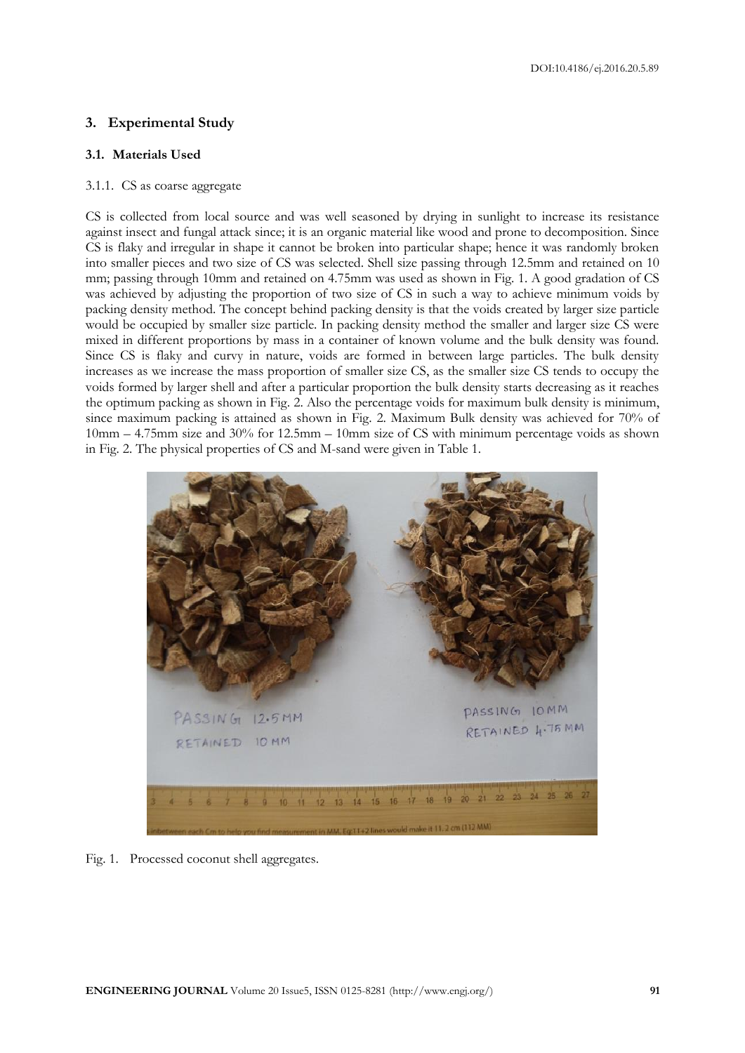## 3. Experimental Study

### 3.1. Materials Used

#### 3.1.1. CS as coarse aggregate

CS is collected from local source and was well seasoned by drying in sunlight to increase its resistance against insect and fungal attack since; it is an organic material like wood and prone to decomposition. Since CS is flaky and irregular in shape it cannot be broken into particular shape; hence it was randomly broken into smaller pieces and two size of CS was selected. Shell size passing through 12.5mm and retained on 10 mm; passing through 10mm and retained on 4.75mm was used as shown in Fig. 1. A good gradation of CS was achieved by adjusting the proportion of two size of CS in such a way to achieve minimum voids by packing density method. The concept behind packing density is that the voids created by larger size particle would be occupied by smaller size particle. In packing density method the smaller and larger size CS were mixed in different proportions by mass in a container of known volume and the bulk density was found. Since CS is flaky and curvy in nature, voids are formed in between large particles. The bulk density increases as we increase the mass proportion of smaller size CS, as the smaller size CS tends to occupy the voids formed by larger shell and after a particular proportion the bulk density starts decreasing as it reaches the optimum packing as shown in Fig. 2. Also the percentage voids for maximum bulk density is minimum, since maximum packing is attained as shown in Fig. 2. Maximum Bulk density was achieved for 70% of 10mm – 4.75mm size and 30% for 12.5mm – 10mm size of CS with minimum percentage voids as shown in Fig. 2. The physical properties of CS and M-sand were given in Table 1.

Fig. 1. Processed coconut shell aggregates.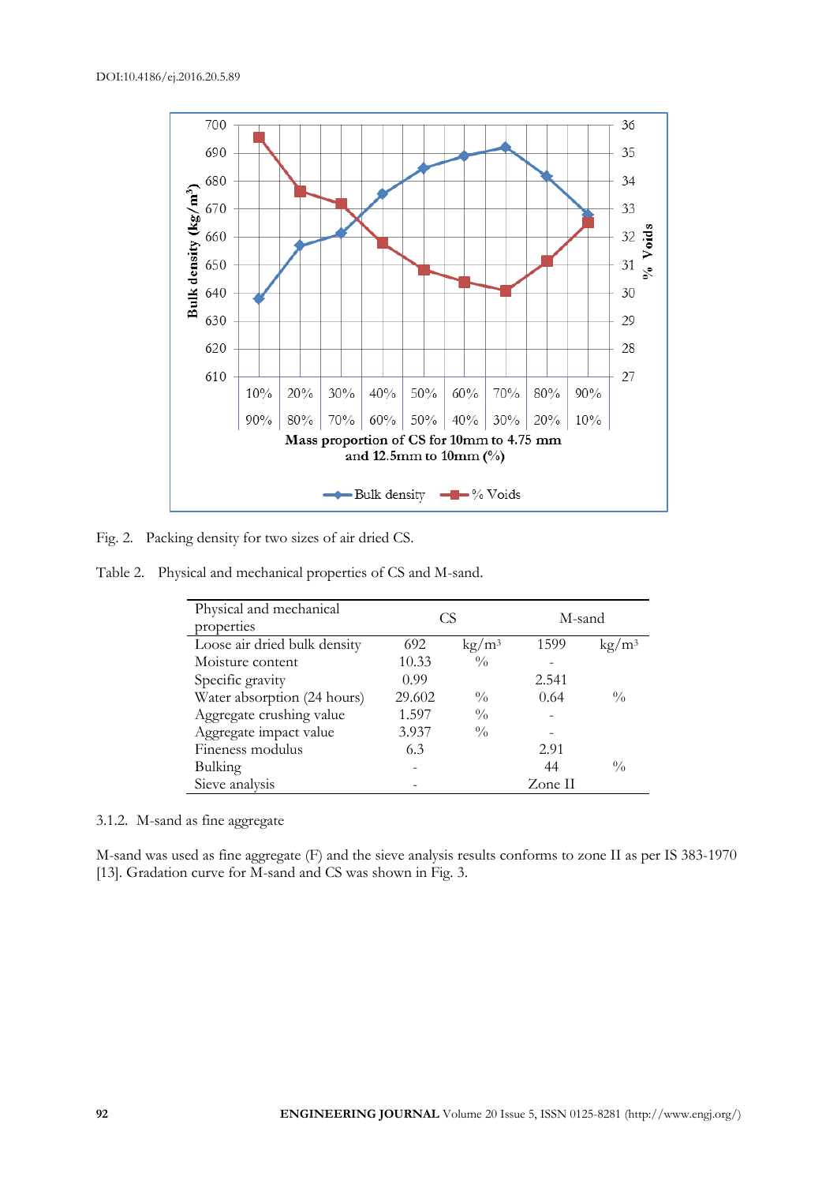Fig. 2. Packing density for two sizes of air dried CS.

Table 2. Physical and mechanical properties of CS and M-sand.

| Physical and mechanical properties | CS | | M-sand | |
|---|---|---|---|---|
| Loose air dried bulk density | 692 | kg/m$^3$ | 1599 | kg/m$^3$ |
| Moisture content | 10.33 | % | - | |
| Specific gravity | 0.99 | | 2.541 | |
| Water absorption (24 hours) | 29.602 | % | 0.64 | % |
| Aggregate crushing value | 1.597 | % | - | |
| Aggregate impact value | 3.937 | % | - | |
| Fineness modulus | 6.3 | | 2.91 | |
| Bulking | - | | 44 | % |
| Sieve analysis | - | | Zone II | |

### 3.1.2. M-sand as fine aggregate

M-sand was used as fine aggregate (F) and the sieve analysis results conforms to zone II as per IS 383-1970 [13]. Gradation curve for M-sand and CS was shown in Fig. 3.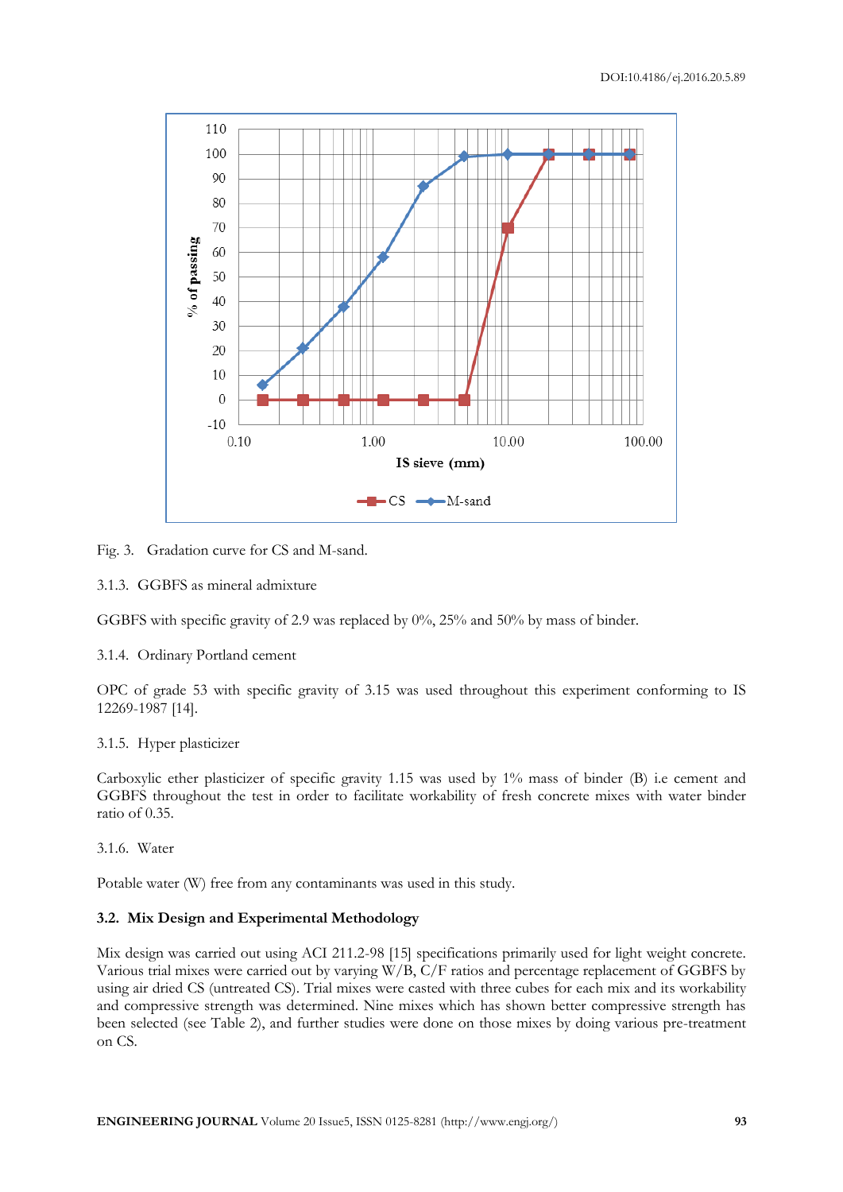Fig. 3. Gradation curve for CS and M-sand.

3.1.3. GGBFS as mineral admixture

GGBFS with specific gravity of 2.9 was replaced by 0%, 25% and 50% by mass of binder.

3.1.4. Ordinary Portland cement

OPC of grade 53 with specific gravity of 3.15 was used throughout this experiment conforming to IS 12269-1987 [14].

3.1.5. Hyper plasticizer

Carboxylic ether plasticizer of specific gravity 1.15 was used by 1% mass of binder (B) i.e cement and GGBFS throughout the test in order to facilitate workability of fresh concrete mixes with water binder ratio of 0.35.

3.1.6. Water

Potable water (W) free from any contaminants was used in this study.

### 3.2. Mix Design and Experimental Methodology

Mix design was carried out using ACI 211.2-98 [15] specifications primarily used for light weight concrete. Various trial mixes were carried out by varying W/B, C/F ratios and percentage replacement of GGBFS by using air dried CS (untreated CS). Trial mixes were casted with three cubes for each mix and its workability and compressive strength was determined. Nine mixes which has shown better compressive strength has been selected (see Table 2), and further studies were done on those mixes by doing various pre-treatment on CS.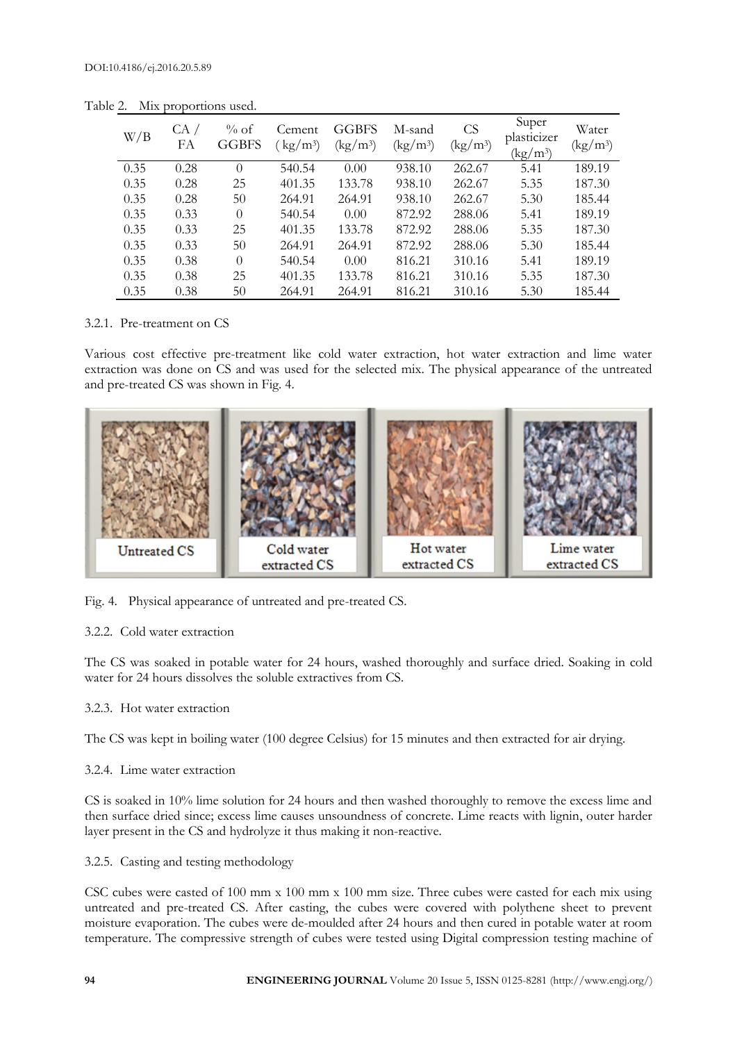Table 2. Mix proportions used.

| W/B | CA / FA | % of GGBFS | Cement ( kg/m³) | GGBFS (kg/m³) | M-sand (kg/m³) | CS (kg/m³) | Super plasticizer (kg/m³) | Water (kg/m³) |
|---|---|---|---|---|---|---|---|---|
| 0.35 | 0.28 | 0 | 540.54 | 0.00 | 938.10 | 262.67 | 5.41 | 189.19 |
| 0.35 | 0.28 | 25 | 401.35 | 133.78 | 938.10 | 262.67 | 5.35 | 187.30 |
| 0.35 | 0.28 | 50 | 264.91 | 264.91 | 938.10 | 262.67 | 5.30 | 185.44 |
| 0.35 | 0.33 | 0 | 540.54 | 0.00 | 872.92 | 288.06 | 5.41 | 189.19 |
| 0.35 | 0.33 | 25 | 401.35 | 133.78 | 872.92 | 288.06 | 5.35 | 187.30 |
| 0.35 | 0.33 | 50 | 264.91 | 264.91 | 872.92 | 288.06 | 5.30 | 185.44 |
| 0.35 | 0.38 | 0 | 540.54 | 0.00 | 816.21 | 310.16 | 5.41 | 189.19 |
| 0.35 | 0.38 | 25 | 401.35 | 133.78 | 816.21 | 310.16 | 5.35 | 187.30 |
| 0.35 | 0.38 | 50 | 264.91 | 264.91 | 816.21 | 310.16 | 5.30 | 185.44 |

#### 3.2.1. Pre-treatment on CS

Various cost effective pre-treatment like cold water extraction, hot water extraction and lime water extraction was done on CS and was used for the selected mix. The physical appearance of the untreated and pre-treated CS was shown in Fig. 4.

Fig. 4. Physical appearance of untreated and pre-treated CS.

#### 3.2.2. Cold water extraction

The CS was soaked in potable water for 24 hours, washed thoroughly and surface dried. Soaking in cold water for 24 hours dissolves the soluble extractives from CS.

#### 3.2.3. Hot water extraction

The CS was kept in boiling water (100 degree Celsius) for 15 minutes and then extracted for air drying.

#### 3.2.4. Lime water extraction

CS is soaked in 10% lime solution for 24 hours and then washed thoroughly to remove the excess lime and then surface dried since; excess lime causes unsoundness of concrete. Lime reacts with lignin, outer harder layer present in the CS and hydrolyze it thus making it non-reactive.

#### 3.2.5. Casting and testing methodology

CSC cubes were casted of 100 mm x 100 mm x 100 mm size. Three cubes were casted for each mix using untreated and pre-treated CS. After casting, the cubes were covered with polythene sheet to prevent moisture evaporation. The cubes were de-moulded after 24 hours and then cured in potable water at room temperature. The compressive strength of cubes were tested using Digital compression testing machine of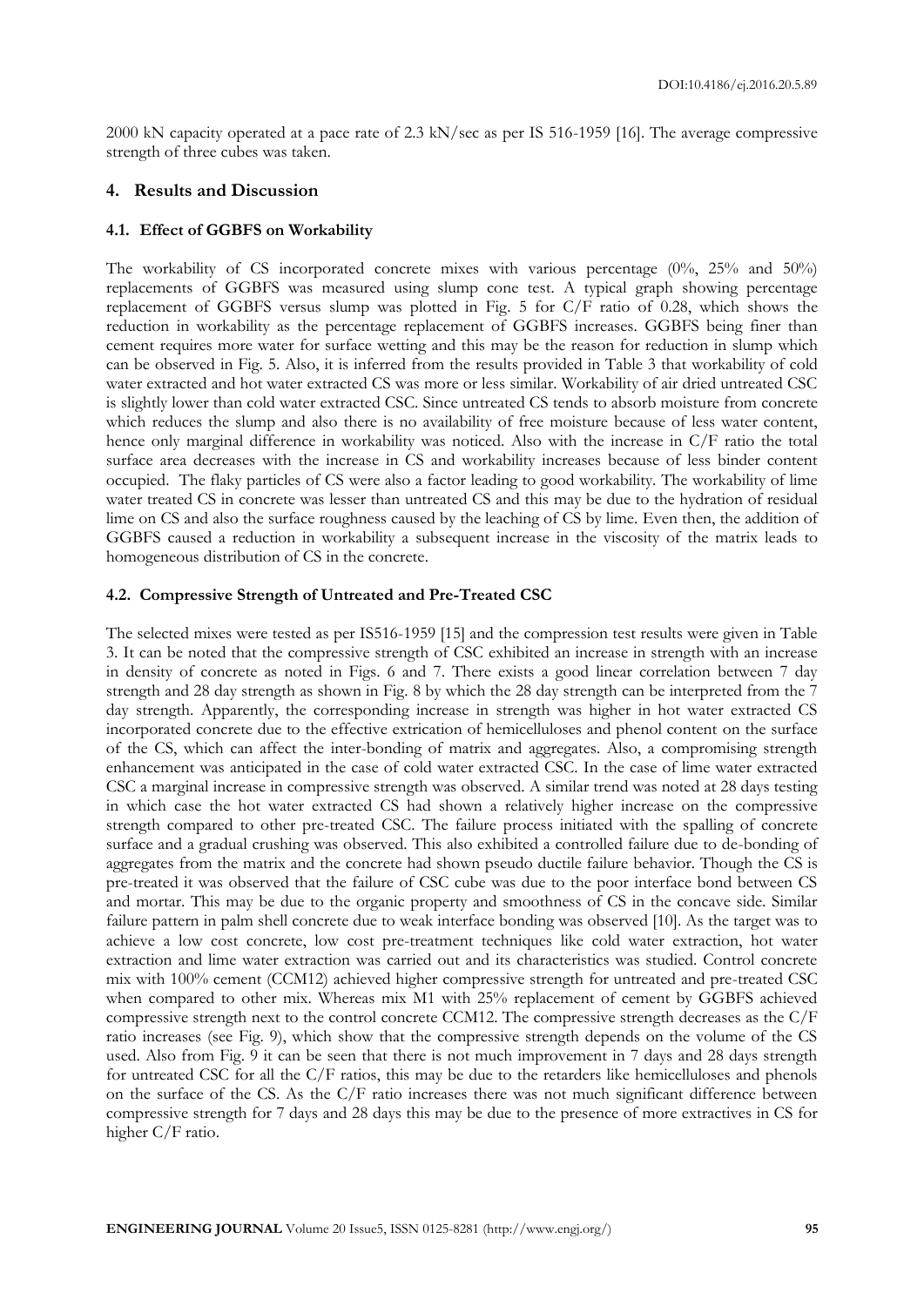2000 kN capacity operated at a pace rate of 2.3 kN/sec as per IS 516-1959 [16]. The average compressive strength of three cubes was taken.

## 4. Results and Discussion

### 4.1. Effect of GGBFS on Workability

The workability of CS incorporated concrete mixes with various percentage (0%, 25% and 50%) replacements of GGBFS was measured using slump cone test. A typical graph showing percentage replacement of GGBFS versus slump was plotted in Fig. 5 for C/F ratio of 0.28, which shows the reduction in workability as the percentage replacement of GGBFS increases. GGBFS being finer than cement requires more water for surface wetting and this may be the reason for reduction in slump which can be observed in Fig. 5. Also, it is inferred from the results provided in Table 3 that workability of cold water extracted and hot water extracted CS was more or less similar. Workability of air dried untreated CSC is slightly lower than cold water extracted CSC. Since untreated CS tends to absorb moisture from concrete which reduces the slump and also there is no availability of free moisture because of less water content, hence only marginal difference in workability was noticed. Also with the increase in C/F ratio the total surface area decreases with the increase in CS and workability increases because of less binder content occupied. The flaky particles of CS were also a factor leading to good workability. The workability of lime water treated CS in concrete was lesser than untreated CS and this may be due to the hydration of residual lime on CS and also the surface roughness caused by the leaching of CS by lime. Even then, the addition of GGBFS caused a reduction in workability a subsequent increase in the viscosity of the matrix leads to homogeneous distribution of CS in the concrete.

### 4.2. Compressive Strength of Untreated and Pre-Treated CSC

The selected mixes were tested as per IS516-1959 [15] and the compression test results were given in Table 3. It can be noted that the compressive strength of CSC exhibited an increase in strength with an increase in density of concrete as noted in Figs. 6 and 7. There exists a good linear correlation between 7 day strength and 28 day strength as shown in Fig. 8 by which the 28 day strength can be interpreted from the 7 day strength. Apparently, the corresponding increase in strength was higher in hot water extracted CS incorporated concrete due to the effective extrication of hemicelluloses and phenol content on the surface of the CS, which can affect the inter-bonding of matrix and aggregates. Also, a compromising strength enhancement was anticipated in the case of cold water extracted CSC. In the case of lime water extracted CSC a marginal increase in compressive strength was observed. A similar trend was noted at 28 days testing in which case the hot water extracted CS had shown a relatively higher increase on the compressive strength compared to other pre-treated CSC. The failure process initiated with the spalling of concrete surface and a gradual crushing was observed. This also exhibited a controlled failure due to de-bonding of aggregates from the matrix and the concrete had shown pseudo ductile failure behavior. Though the CS is pre-treated it was observed that the failure of CSC cube was due to the poor interface bond between CS and mortar. This may be due to the organic property and smoothness of CS in the concave side. Similar failure pattern in palm shell concrete due to weak interface bonding was observed [10]. As the target was to achieve a low cost concrete, low cost pre-treatment techniques like cold water extraction, hot water extraction and lime water extraction was carried out and its characteristics was studied. Control concrete mix with 100% cement (CCM12) achieved higher compressive strength for untreated and pre-treated CSC when compared to other mix. Whereas mix M1 with 25% replacement of cement by GGBFS achieved compressive strength next to the control concrete CCM12. The compressive strength decreases as the C/F ratio increases (see Fig. 9), which show that the compressive strength depends on the volume of the CS used. Also from Fig. 9 it can be seen that there is not much improvement in 7 days and 28 days strength for untreated CSC for all the C/F ratios, this may be due to the retarders like hemicelluloses and phenols on the surface of the CS. As the C/F ratio increases there was not much significant difference between compressive strength for 7 days and 28 days this may be due to the presence of more extractives in CS for higher C/F ratio.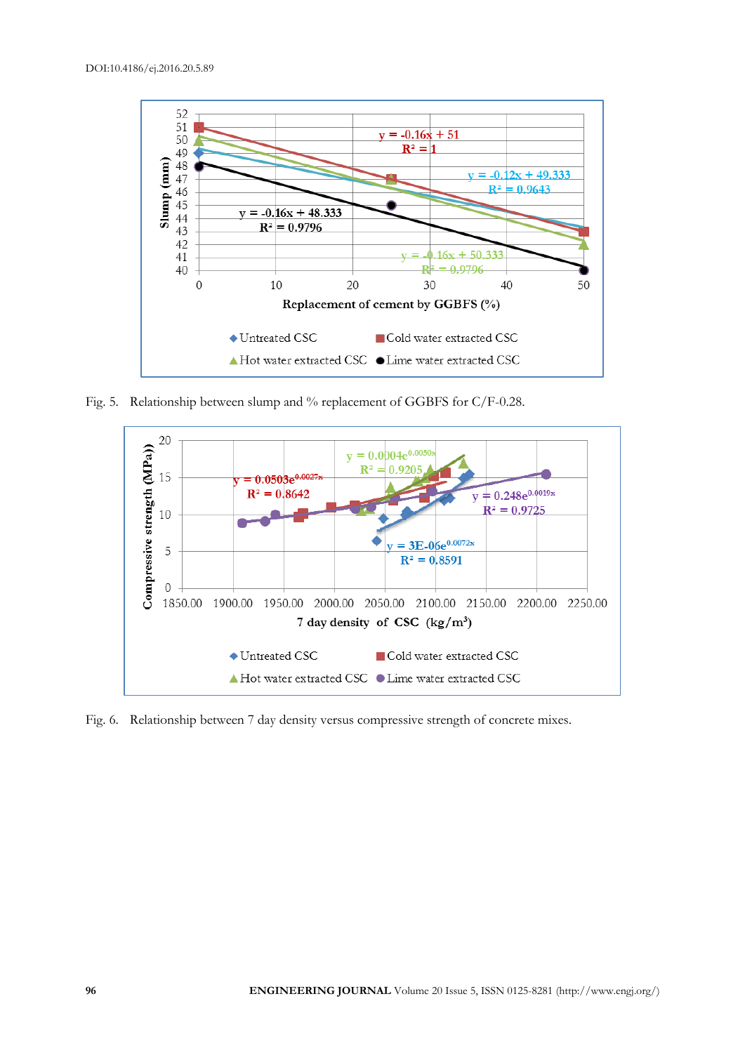Fig. 5. Relationship between slump and % replacement of GGBFS for C/F-0.28.

Fig. 6. Relationship between 7 day density versus compressive strength of concrete mixes.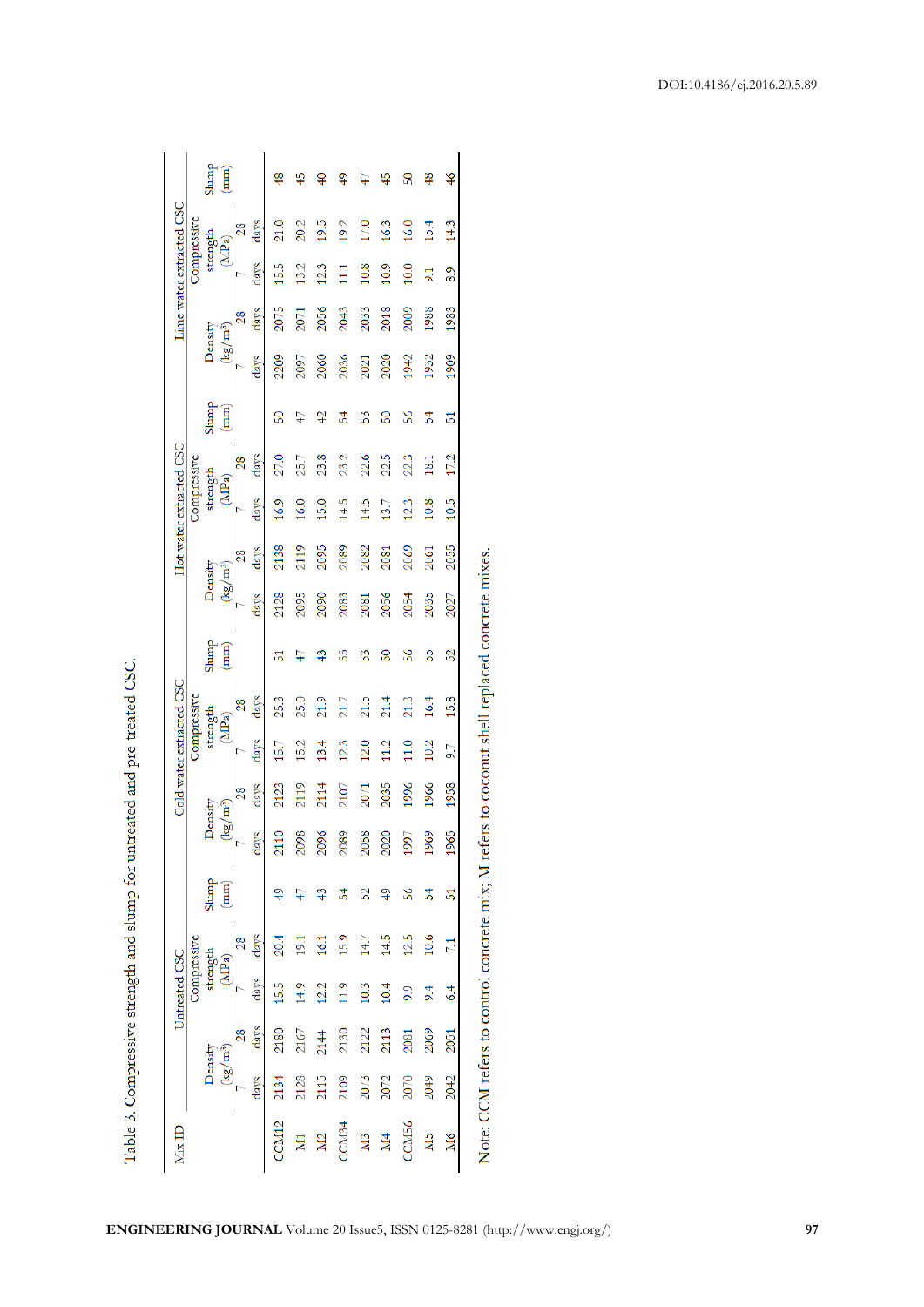Table 3. Compressive strength and slump for untreated and pre-treated CSC.

| Mix ID | Untreated CSC | | | | | Cold water extracted CSC | | | | | Hot water extracted CSC | | | | | Lime water extracted CSC | | | | |
|---|---|---|---|---|---|---|---|---|---|---|---|---|---|---|---|---|---|---|---|---|
| | Density (kg/m³) | | Compressive strength (MPa) | | Slump (mm) | Density (kg/m³) | | Compressive strength (MPa) | | Slump (mm) | Density (kg/m³) | | Compressive strength (MPa) | | Slump (mm) | Density (kg/m³) | | Compressive strength (MPa) | | Slump (mm) |
| | 7 days | 28 days | 7 days | 28 days | | 7 days | 28 days | 7 days | 28 days | | 7 days | 28 days | 7 days | 28 days | | 7 days | 28 days | 7 days | 28 days | |
| CCM12 | 2134 | 2180 | 15.5 | 20.4 | 49 | 2110 | 2123 | 15.7 | 25.3 | 51 | 2128 | 2138 | 16.9 | 27.0 | 50 | 2209 | 2075 | 15.5 | 21.0 | 48 |
| M1 | 2128 | 2167 | 14.9 | 19.1 | 47 | 2098 | 2119 | 15.2 | 25.0 | 47 | 2095 | 2119 | 16.0 | 25.7 | 47 | 2097 | 2071 | 13.2 | 20.2 | 45 |
| M2 | 2115 | 2144 | 12.2 | 16.1 | 43 | 2096 | 2114 | 13.4 | 21.9 | 43 | 2090 | 2095 | 15.0 | 23.8 | 42 | 2060 | 2056 | 12.3 | 19.5 | 40 |
| CCM34 | 2109 | 2130 | 11.9 | 15.9 | 54 | 2089 | 2107 | 12.3 | 21.7 | 55 | 2083 | 2089 | 14.5 | 23.2 | 54 | 2036 | 2043 | 11.1 | 19.2 | 49 |
| M3 | 2073 | 2122 | 10.3 | 14.7 | 52 | 2058 | 2071 | 12.0 | 21.5 | 53 | 2081 | 2082 | 14.5 | 22.6 | 53 | 2021 | 2033 | 10.8 | 17.0 | 47 |
| M4 | 2072 | 2113 | 10.4 | 14.5 | 49 | 2020 | 2035 | 11.2 | 21.4 | 50 | 2056 | 2081 | 13.7 | 22.5 | 50 | 2020 | 2018 | 10.9 | 16.3 | 45 |
| CCM56 | 2070 | 2081 | 9.9 | 12.5 | 56 | 1997 | 1996 | 11.0 | 21.3 | 56 | 2054 | 2069 | 12.3 | 22.3 | 56 | 1942 | 2009 | 10.0 | 16.0 | 50 |
| M5 | 2049 | 2069 | 9.4 | 10.6 | 54 | 1969 | 1966 | 10.2 | 16.4 | 55 | 2035 | 2061 | 10.8 | 18.1 | 54 | 1932 | 1988 | 9.1 | 15.4 | 48 |
| M6 | 2042 | 2051 | 6.4 | 7.1 | 51 | 1965 | 1958 | 9.7 | 15.8 | 52 | 2027 | 2055 | 10.5 | 17.2 | 51 | 1909 | 1983 | 8.9 | 14.3 | 46 |

Note: CCM refers to control concrete mix; M refers to coconut shell replaced concrete mixes.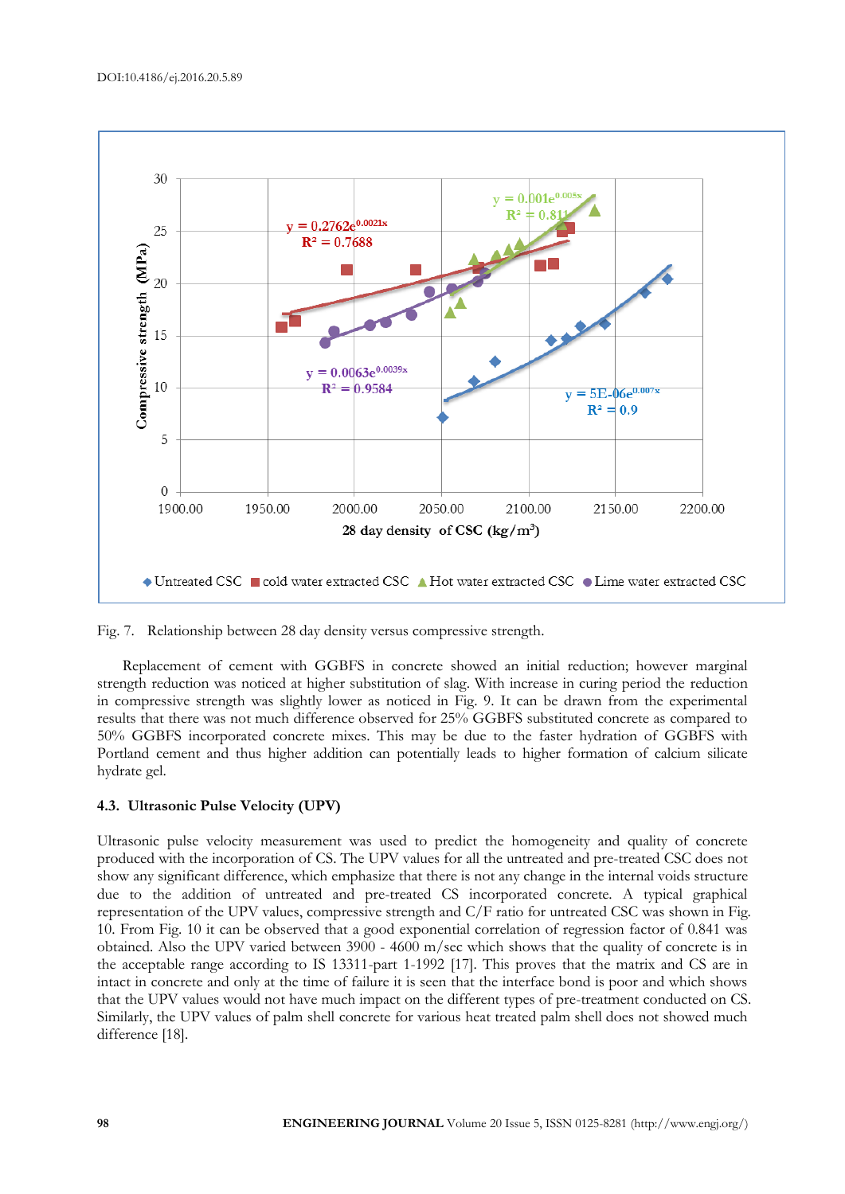Fig. 7. Relationship between 28 day density versus compressive strength.

Replacement of cement with GGBFS in concrete showed an initial reduction; however marginal strength reduction was noticed at higher substitution of slag. With increase in curing period the reduction in compressive strength was slightly lower as noticed in Fig. 9. It can be drawn from the experimental results that there was not much difference observed for 25% GGBFS substituted concrete as compared to 50% GGBFS incorporated concrete mixes. This may be due to the faster hydration of GGBFS with Portland cement and thus higher addition can potentially leads to higher formation of calcium silicate hydrate gel.

### 4.3. Ultrasonic Pulse Velocity (UPV)

Ultrasonic pulse velocity measurement was used to predict the homogeneity and quality of concrete produced with the incorporation of CS. The UPV values for all the untreated and pre-treated CSC does not show any significant difference, which emphasize that there is not any change in the internal voids structure due to the addition of untreated and pre-treated CS incorporated concrete. A typical graphical representation of the UPV values, compressive strength and C/F ratio for untreated CSC was shown in Fig. 10. From Fig. 10 it can be observed that a good exponential correlation of regression factor of 0.841 was obtained. Also the UPV varied between 3900 - 4600 m/sec which shows that the quality of concrete is in the acceptable range according to IS 13311-part 1-1992 [17]. This proves that the matrix and CS are in intact in concrete and only at the time of failure it is seen that the interface bond is poor and which shows that the UPV values would not have much impact on the different types of pre-treatment conducted on CS. Similarly, the UPV values of palm shell concrete for various heat treated palm shell does not showed much difference [18].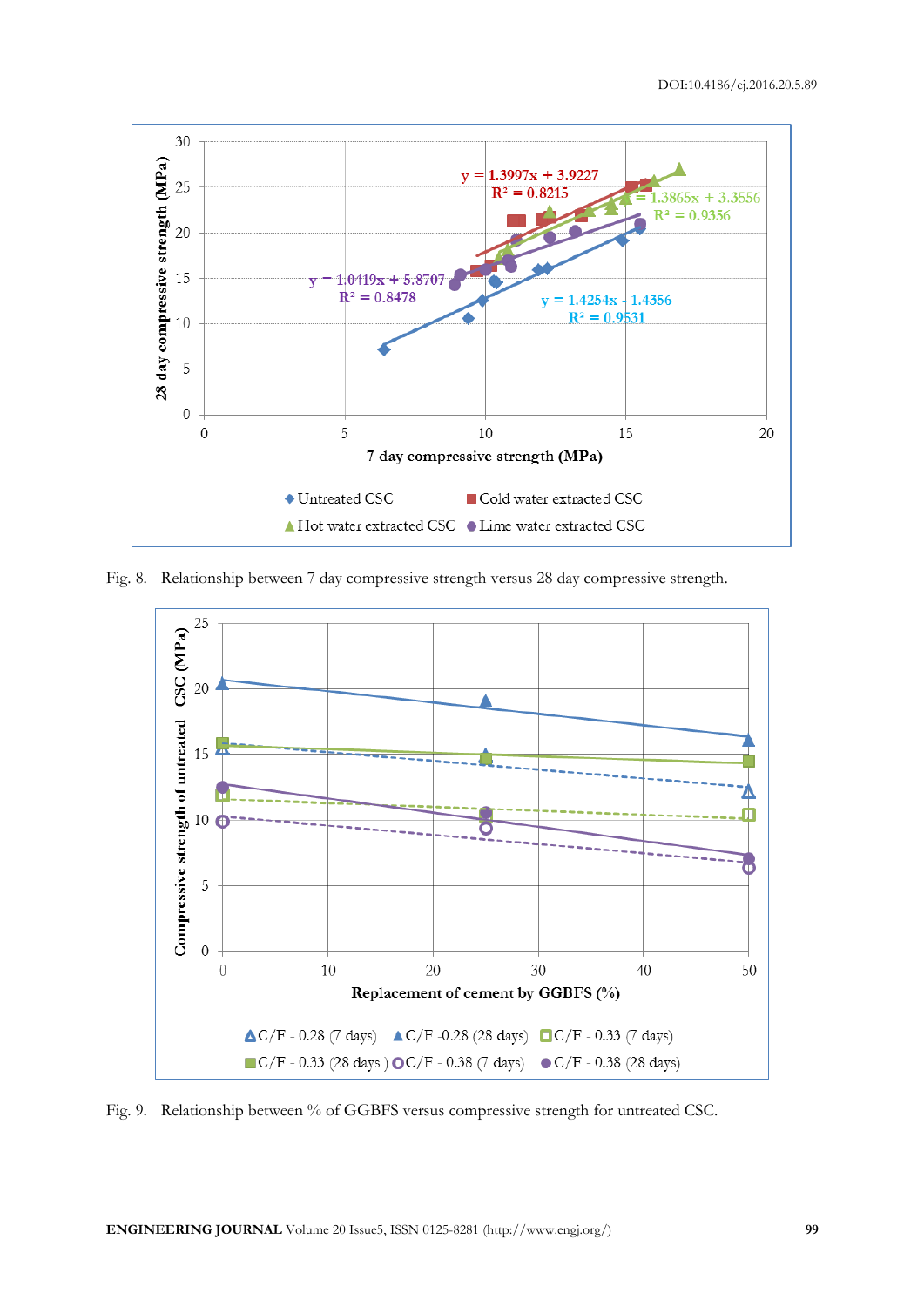Fig. 8. Relationship between 7 day compressive strength versus 28 day compressive strength.

Fig. 9. Relationship between % of GGBFS versus compressive strength for untreated CSC.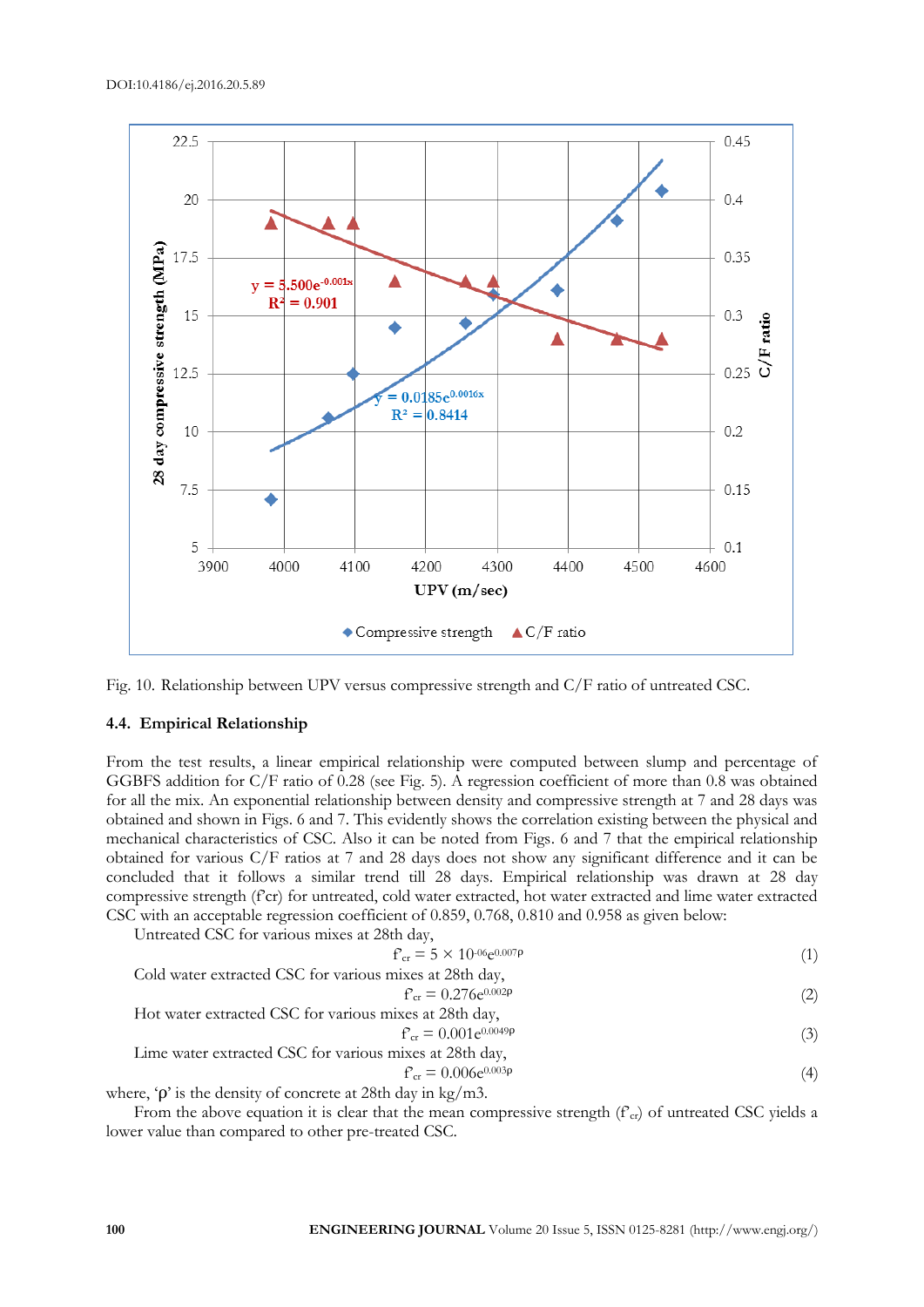Fig. 10. Relationship between UPV versus compressive strength and C/F ratio of untreated CSC.

### 4.4. Empirical Relationship

From the test results, a linear empirical relationship were computed between slump and percentage of GGBFS addition for C/F ratio of 0.28 (see Fig. 5). A regression coefficient of more than 0.8 was obtained for all the mix. An exponential relationship between density and compressive strength at 7 and 28 days was obtained and shown in Figs. 6 and 7. This evidently shows the correlation existing between the physical and mechanical characteristics of CSC. Also it can be noted from Figs. 6 and 7 that the empirical relationship obtained for various C/F ratios at 7 and 28 days does not show any significant difference and it can be concluded that it follows a similar trend till 28 days. Empirical relationship was drawn at 28 day compressive strength (f'cr) for untreated, cold water extracted, hot water extracted and lime water extracted CSC with an acceptable regression coefficient of 0.859, 0.768, 0.810 and 0.958 as given below:

Untreated CSC for various mixes at 28th day,

$$f'_{cr} = 5 \times 10^{-06} e^{0.007\rho} \tag{1}$$

Cold water extracted CSC for various mixes at 28th day,

$$f'_{cr} = 0.276 e^{0.002\rho} \tag{2}$$

Hot water extracted CSC for various mixes at 28th day,

$$f'_{cr} = 0.001 e^{0.0049\rho} \tag{3}$$

Lime water extracted CSC for various mixes at 28th day,

$$f'_{cr} = 0.006 e^{0.003\rho} \tag{4}$$

where, 'ρ' is the density of concrete at 28th day in kg/m3.

From the above equation it is clear that the mean compressive strength ($f'_{cr}$) of untreated CSC yields a lower value than compared to other pre-treated CSC.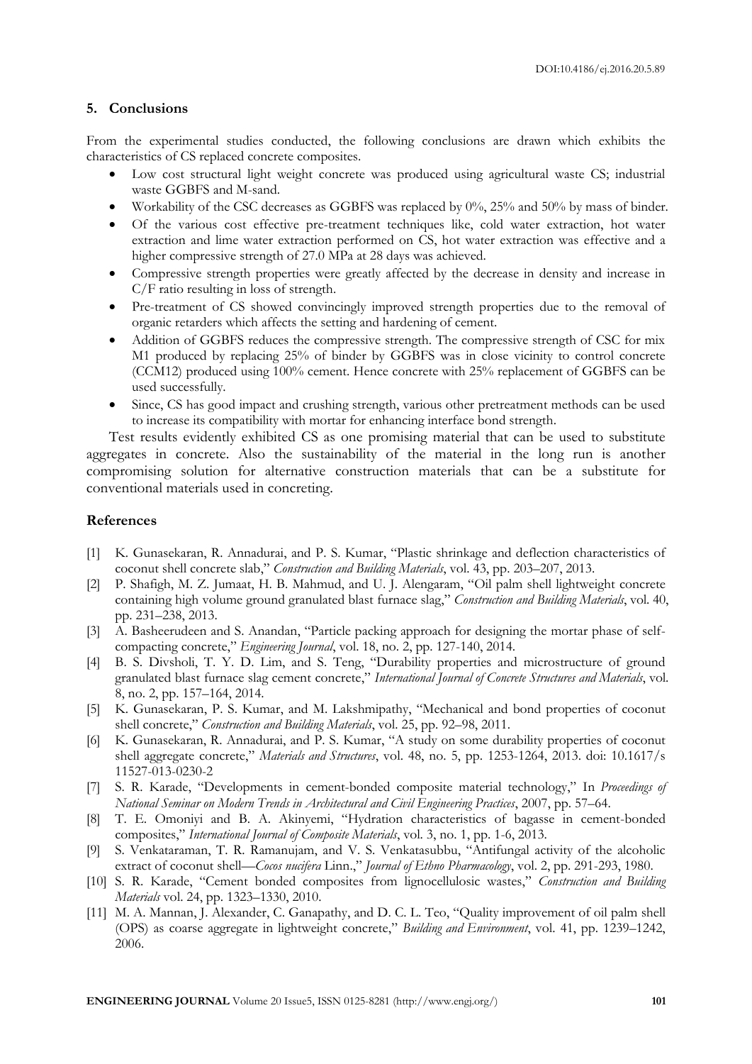## 5. Conclusions

From the experimental studies conducted, the following conclusions are drawn which exhibits the characteristics of CS replaced concrete composites.

- Low cost structural light weight concrete was produced using agricultural waste CS; industrial waste GGBFS and M-sand.
- Workability of the CSC decreases as GGBFS was replaced by 0%, 25% and 50% by mass of binder.
- Of the various cost effective pre-treatment techniques like, cold water extraction, hot water extraction and lime water extraction performed on CS, hot water extraction was effective and a higher compressive strength of 27.0 MPa at 28 days was achieved.
- Compressive strength properties were greatly affected by the decrease in density and increase in C/F ratio resulting in loss of strength.
- Pre-treatment of CS showed convincingly improved strength properties due to the removal of organic retarders which affects the setting and hardening of cement.
- Addition of GGBFS reduces the compressive strength. The compressive strength of CSC for mix M1 produced by replacing 25% of binder by GGBFS was in close vicinity to control concrete (CCM12) produced using 100% cement. Hence concrete with 25% replacement of GGBFS can be used successfully.
- Since, CS has good impact and crushing strength, various other pretreatment methods can be used to increase its compatibility with mortar for enhancing interface bond strength.

Test results evidently exhibited CS as one promising material that can be used to substitute aggregates in concrete. Also the sustainability of the material in the long run is another compromising solution for alternative construction materials that can be a substitute for conventional materials used in concreting.

## References

[1] K. Gunasekaran, R. Annadurai, and P. S. Kumar, "Plastic shrinkage and deflection characteristics of coconut shell concrete slab," *Construction and Building Materials*, vol. 43, pp. 203–207, 2013.

[2] P. Shafigh, M. Z. Jumaat, H. B. Mahmud, and U. J. Alengaram, "Oil palm shell lightweight concrete containing high volume ground granulated blast furnace slag," *Construction and Building Materials*, vol. 40, pp. 231–238, 2013.

[3] A. Basheerudeen and S. Anandan, "Particle packing approach for designing the mortar phase of self-compacting concrete," *Engineering Journal*, vol. 18, no. 2, pp. 127-140, 2014.

[4] B. S. Divsholi, T. Y. D. Lim, and S. Teng, "Durability properties and microstructure of ground granulated blast furnace slag cement concrete," *International Journal of Concrete Structures and Materials*, vol. 8, no. 2, pp. 157–164, 2014.

[5] K. Gunasekaran, P. S. Kumar, and M. Lakshmipathy, "Mechanical and bond properties of coconut shell concrete," *Construction and Building Materials*, vol. 25, pp. 92–98, 2011.

[6] K. Gunasekaran, R. Annadurai, and P. S. Kumar, "A study on some durability properties of coconut shell aggregate concrete," *Materials and Structures*, vol. 48, no. 5, pp. 1253-1264, 2013. doi: 10.1617/s 11527-013-0230-2

[7] S. R. Karade, "Developments in cement-bonded composite material technology," In *Proceedings of National Seminar on Modern Trends in Architectural and Civil Engineering Practices*, 2007, pp. 57–64.

[8] T. E. Omoniyi and B. A. Akinyemi, "Hydration characteristics of bagasse in cement-bonded composites," *International Journal of Composite Materials*, vol. 3, no. 1, pp. 1-6, 2013.

[9] S. Venkataraman, T. R. Ramanujam, and V. S. Venkatasubbu, "Antifungal activity of the alcoholic extract of coconut shell—*Cocos nucifera* Linn.," *Journal of Ethno Pharmacology*, vol. 2, pp. 291-293, 1980.

[10] S. R. Karade, "Cement bonded composites from lignocellulosic wastes," *Construction and Building Materials* vol. 24, pp. 1323–1330, 2010.

[11] M. A. Mannan, J. Alexander, C. Ganapathy, and D. C. L. Teo, "Quality improvement of oil palm shell (OPS) as coarse aggregate in lightweight concrete," *Building and Environment*, vol. 41, pp. 1239–1242, 2006.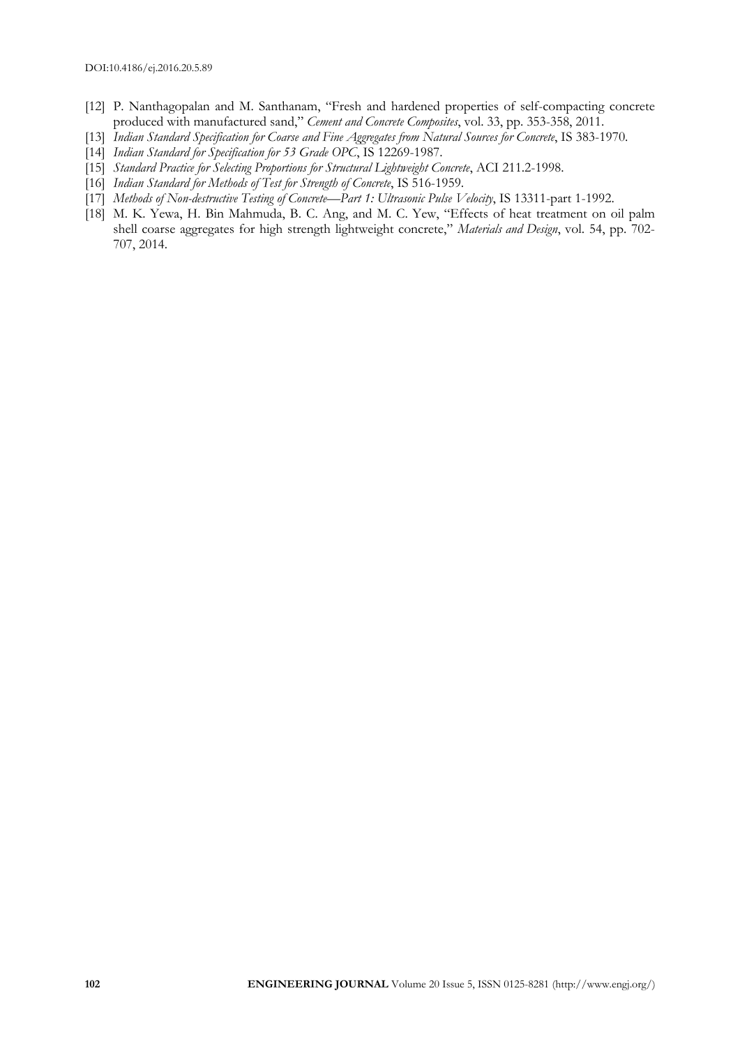[12] P. Nanthagopalan and M. Santhanam, "Fresh and hardened properties of self-compacting concrete produced with manufactured sand," *Cement and Concrete Composites*, vol. 33, pp. 353-358, 2011.

[13] *Indian Standard Specification for Coarse and Fine Aggregates from Natural Sources for Concrete*, IS 383-1970.

[14] *Indian Standard for Specification for 53 Grade OPC*, IS 12269-1987.

[15] *Standard Practice for Selecting Proportions for Structural Lightweight Concrete*, ACI 211.2-1998.

[16] *Indian Standard for Methods of Test for Strength of Concrete*, IS 516-1959.

[17] *Methods of Non-destructive Testing of Concrete—Part 1: Ultrasonic Pulse Velocity*, IS 13311-part 1-1992.

[18] M. K. Yewa, H. Bin Mahmuda, B. C. Ang, and M. C. Yew, "Effects of heat treatment on oil palm shell coarse aggregates for high strength lightweight concrete," *Materials and Design*, vol. 54, pp. 702-707, 2014.